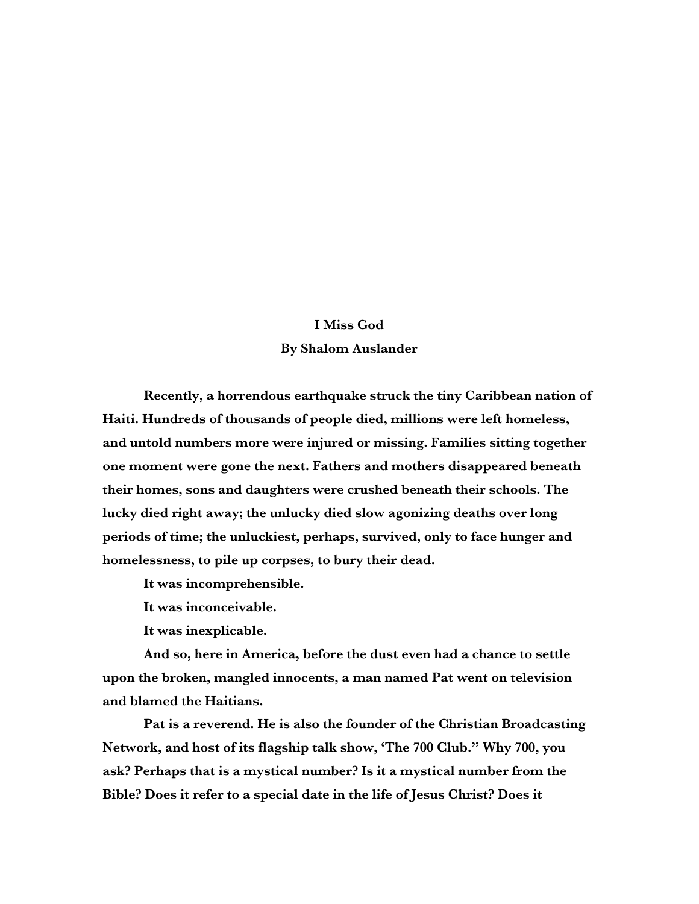# I Miss God

**By Shalom Auslander**

Recently, a horrendous earthquake struck the tiny Caribbean nation of Haiti. Hundreds of thousands of people died, millions were left homeless, and untold numbers more were injured or missing. Families sitting together one moment were gone the next. Fathers and mothers disappeared beneath their homes, sons and daughters were crushed beneath their schools. The lucky died right away; the unlucky died slow agonizing deaths over long periods of time; the unluckiest, perhaps, survived, only to face hunger and homelessness, to pile up corpses, to bury their dead.

It was incomprehensible.

It was inconceivable.

It was inexplicable.

And so, here in America, before the dust even had a chance to settle upon the broken, mangled innocents, a man named Pat went on television and blamed the Haitians.

Pat is a reverend. He is also the founder of the Christian Broadcasting Network, and host of its flagship talk show, 'The 700 Club." Why 700, you ask? Perhaps that is a mystical number? Is it a mystical number from the Bible? Does it refer to a special date in the life of Jesus Christ? Does it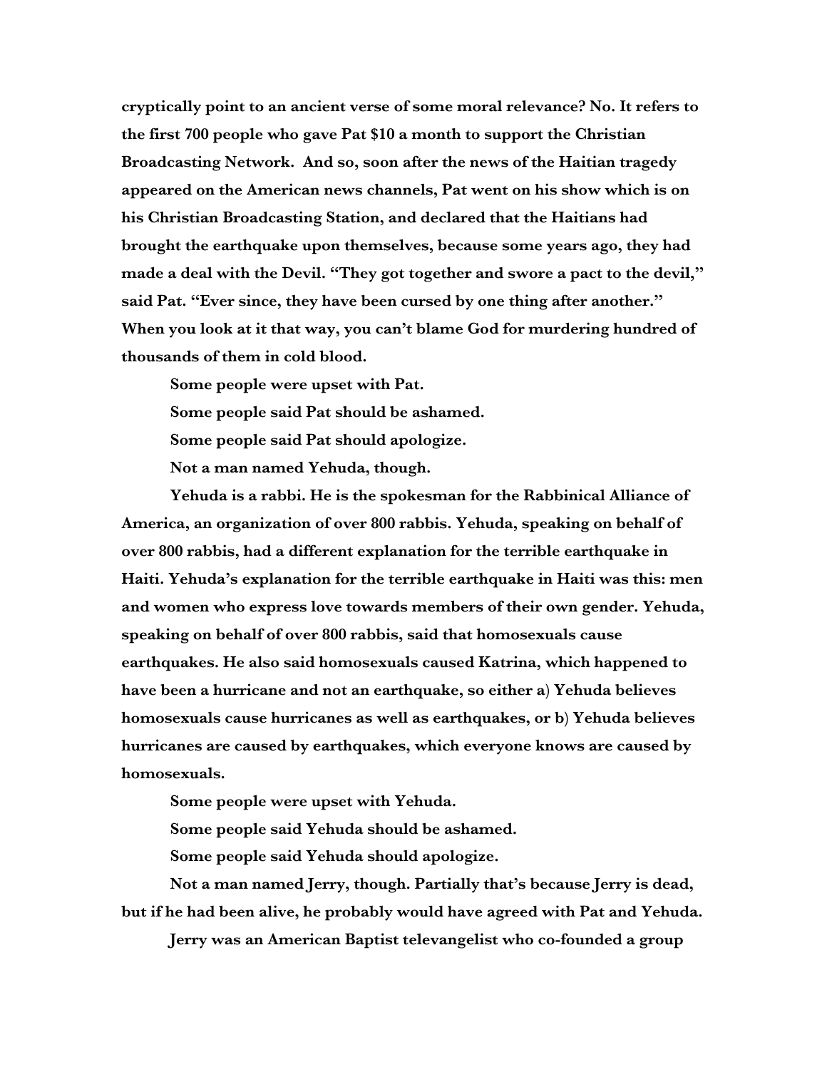cryptically point to an ancient verse of some moral relevance? No. It refers to the first 700 people who gave Pat $10 a month to support the Christian Broadcasting Network. And so, soon after the news of the Haitian tragedy appeared on the American news channels, Pat went on his show which is on his Christian Broadcasting Station, and declared that the Haitians had brought the earthquake upon themselves, because some years ago, they had made a deal with the Devil. "They got together and swore a pact to the devil," said Pat. "Ever since, they have been cursed by one thing after another." When you look at it that way, you can't blame God for murdering hundred of thousands of them in cold blood.

Some people were upset with Pat.

Some people said Pat should be ashamed.

Some people said Pat should apologize.

Not a man named Yehuda, though.

Yehuda is a rabbi. He is the spokesman for the Rabbinical Alliance of America, an organization of over 800 rabbis. Yehuda, speaking on behalf of over 800 rabbis, had a different explanation for the terrible earthquake in Haiti. Yehuda's explanation for the terrible earthquake in Haiti was this: men and women who express love towards members of their own gender. Yehuda, speaking on behalf of over 800 rabbis, said that homosexuals cause earthquakes. He also said homosexuals caused Katrina, which happened to have been a hurricane and not an earthquake, so either a) Yehuda believes homosexuals cause hurricanes as well as earthquakes, or b) Yehuda believes hurricanes are caused by earthquakes, which everyone knows are caused by homosexuals.

Some people were upset with Yehuda.

Some people said Yehuda should be ashamed.

Some people said Yehuda should apologize.

Not a man named Jerry, though. Partially that's because Jerry is dead, but if he had been alive, he probably would have agreed with Pat and Yehuda.

Jerry was an American Baptist televangelist who co-founded a group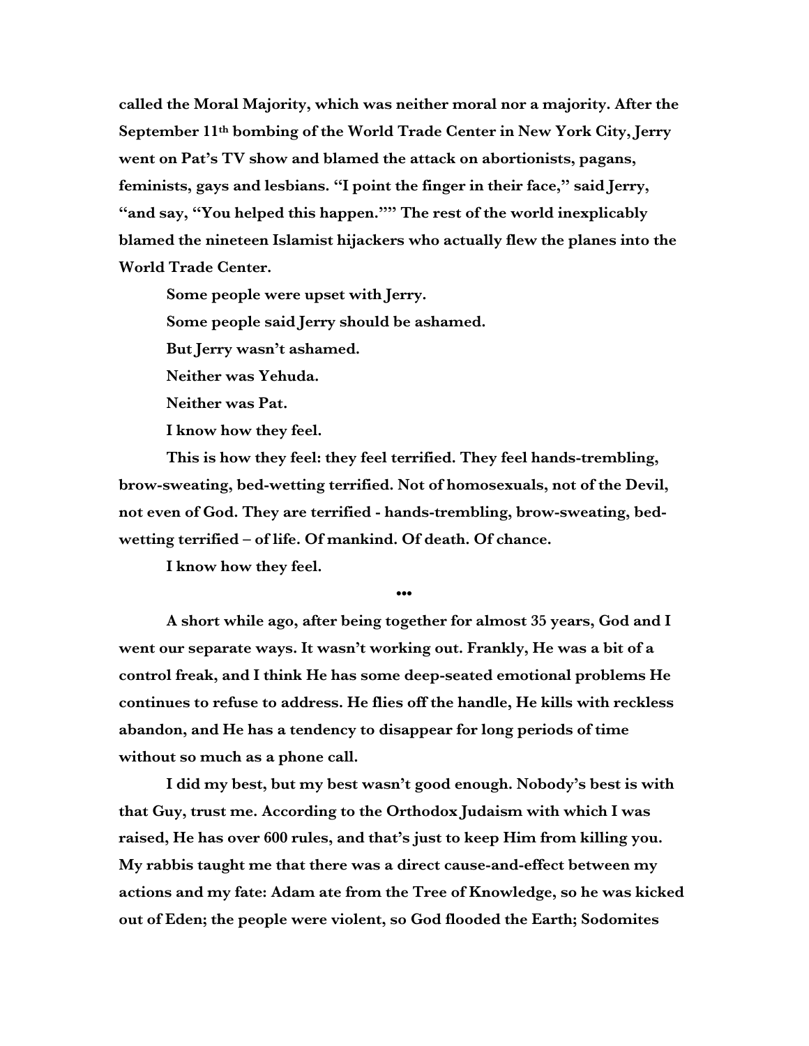**called the Moral Majority, which was neither moral nor a majority. After the September 11th bombing of the World Trade Center in New York City, Jerry went on Pat's TV show and blamed the attack on abortionists, pagans, feminists, gays and lesbians. "I point the finger in their face," said Jerry, "and say, "You helped this happen."" The rest of the world inexplicably blamed the nineteen Islamist hijackers who actually flew the planes into the World Trade Center.**

**Some people were upset with Jerry.**

**Some people said Jerry should be ashamed.**

**But Jerry wasn't ashamed.**

**Neither was Yehuda.**

**Neither was Pat.**

**I know how they feel.**

**This is how they feel: they feel terrified. They feel hands-trembling, brow-sweating, bed-wetting terrified. Not of homosexuals, not of the Devil, not even of God. They are terrified - hands-trembling, brow-sweating, bed-wetting terrified – of life. Of mankind. Of death. Of chance.**

**I know how they feel.**

**•••**

**A short while ago, after being together for almost 35 years, God and I went our separate ways. It wasn't working out. Frankly, He was a bit of a control freak, and I think He has some deep-seated emotional problems He continues to refuse to address. He flies off the handle, He kills with reckless abandon, and He has a tendency to disappear for long periods of time without so much as a phone call.**

**I did my best, but my best wasn't good enough. Nobody's best is with that Guy, trust me. According to the Orthodox Judaism with which I was raised, He has over 600 rules, and that's just to keep Him from killing you. My rabbis taught me that there was a direct cause-and-effect between my actions and my fate: Adam ate from the Tree of Knowledge, so he was kicked out of Eden; the people were violent, so God flooded the Earth; Sodomites**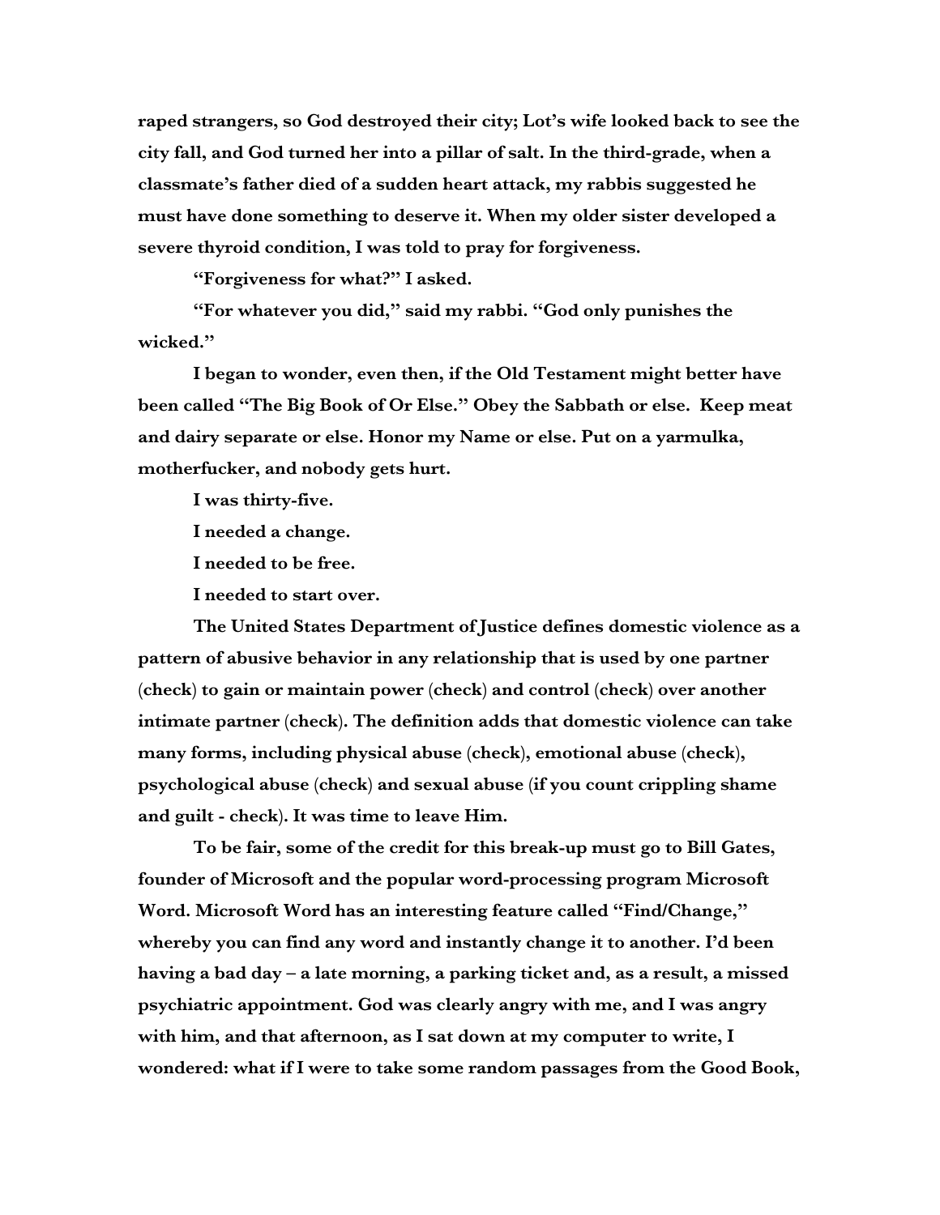raped strangers, so God destroyed their city; Lot's wife looked back to see the city fall, and God turned her into a pillar of salt. In the third-grade, when a classmate's father died of a sudden heart attack, my rabbis suggested he must have done something to deserve it. When my older sister developed a severe thyroid condition, I was told to pray for forgiveness.

"Forgiveness for what?" I asked.

"For whatever you did," said my rabbi. "God only punishes the wicked."

I began to wonder, even then, if the Old Testament might better have been called "The Big Book of Or Else." Obey the Sabbath or else. Keep meat and dairy separate or else. Honor my Name or else. Put on a yarmulka, motherfucker, and nobody gets hurt.

I was thirty-five.

I needed a change.

I needed to be free.

I needed to start over.

The United States Department of Justice defines domestic violence as a pattern of abusive behavior in any relationship that is used by one partner (check) to gain or maintain power (check) and control (check) over another intimate partner (check). The definition adds that domestic violence can take many forms, including physical abuse (check), emotional abuse (check), psychological abuse (check) and sexual abuse (if you count crippling shame and guilt - check). It was time to leave Him.

To be fair, some of the credit for this break-up must go to Bill Gates, founder of Microsoft and the popular word-processing program Microsoft Word. Microsoft Word has an interesting feature called "Find/Change," whereby you can find any word and instantly change it to another. I'd been having a bad day – a late morning, a parking ticket and, as a result, a missed psychiatric appointment. God was clearly angry with me, and I was angry with him, and that afternoon, as I sat down at my computer to write, I wondered: what if I were to take some random passages from the Good Book,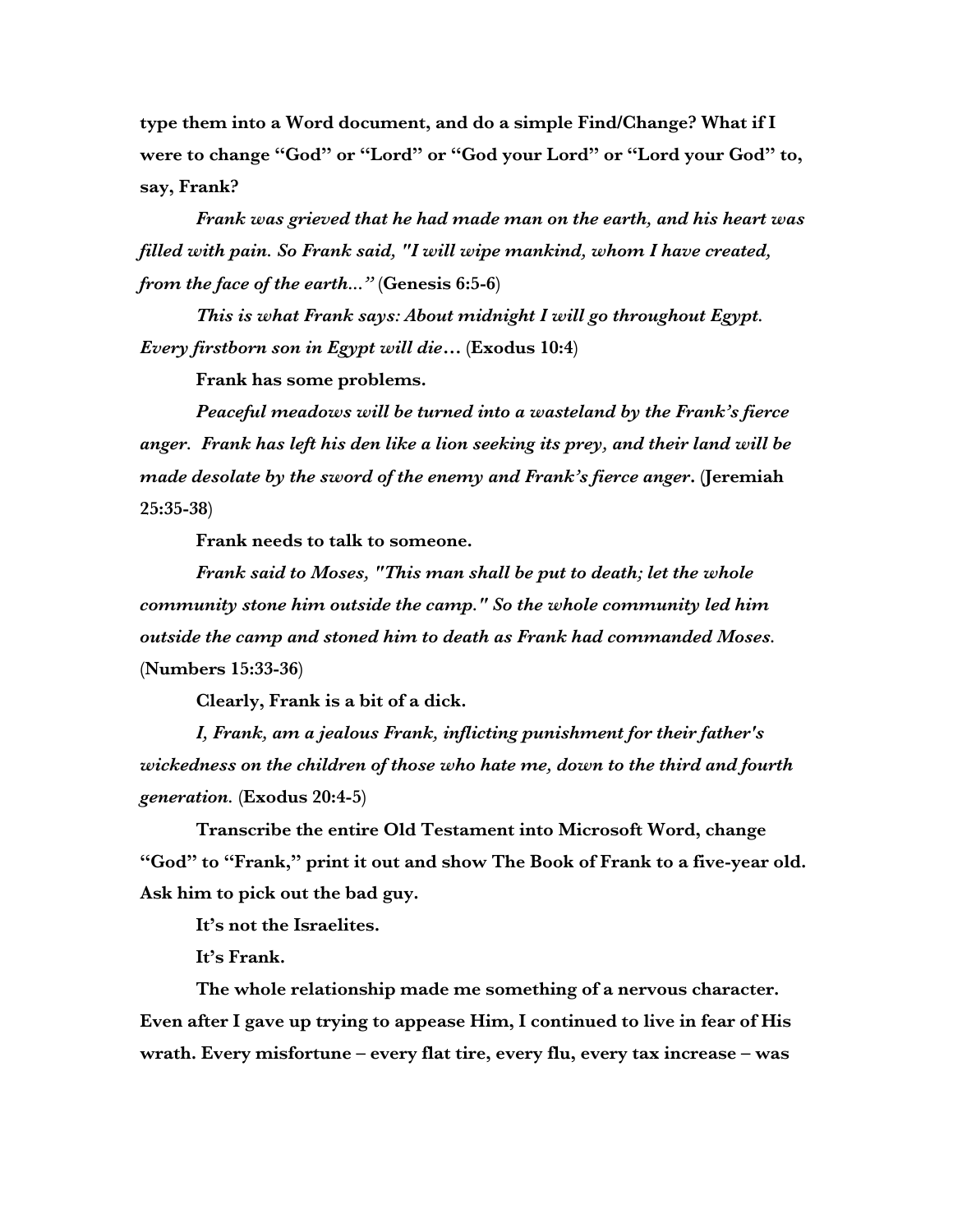**type them into a Word document, and do a simple Find/Change? What if I were to change "God" or "Lord" or "God your Lord" or "Lord your God" to, say, Frank?**

***Frank was grieved that he had made man on the earth, and his heart was filled with pain. So Frank said, "I will wipe mankind, whom I have created, from the face of the earth..."*** **(Genesis 6:5-6)**

***This is what Frank says: About midnight I will go throughout Egypt. Every firstborn son in Egypt will die…*** **(Exodus 10:4)**

**Frank has some problems.**

***Peaceful meadows will be turned into a wasteland by the Frank's fierce anger. Frank has left his den like a lion seeking its prey, and their land will be made desolate by the sword of the enemy and Frank's fierce anger.*** **(Jeremiah 25:35-38)**

**Frank needs to talk to someone.**

***Frank said to Moses, "This man shall be put to death; let the whole community stone him outside the camp." So the whole community led him outside the camp and stoned him to death as Frank had commanded Moses.*** **(Numbers 15:33-36)**

**Clearly, Frank is a bit of a dick.**

***I, Frank, am a jealous Frank, inflicting punishment for their father's wickedness on the children of those who hate me, down to the third and fourth generation.*** **(Exodus 20:4-5)**

**Transcribe the entire Old Testament into Microsoft Word, change "God" to "Frank," print it out and show The Book of Frank to a five-year old. Ask him to pick out the bad guy.**

**It's not the Israelites.**

**It's Frank.**

**The whole relationship made me something of a nervous character. Even after I gave up trying to appease Him, I continued to live in fear of His wrath. Every misfortune – every flat tire, every flu, every tax increase – was**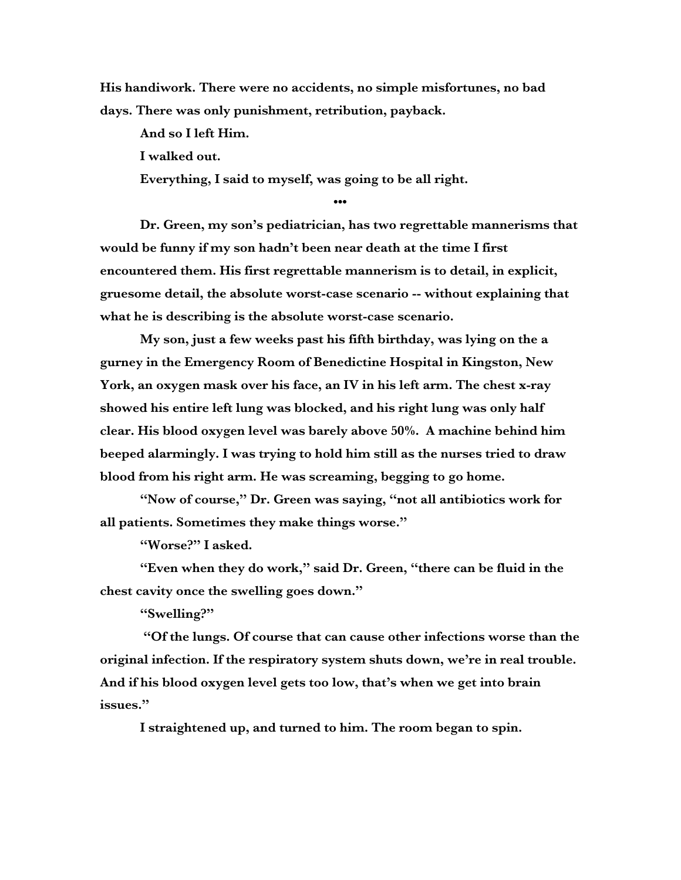His handiwork. There were no accidents, no simple misfortunes, no bad days. There was only punishment, retribution, payback.

And so I left Him.

I walked out.

Everything, I said to myself, was going to be all right.

•••

Dr. Green, my son's pediatrician, has two regrettable mannerisms that would be funny if my son hadn't been near death at the time I first encountered them. His first regrettable mannerism is to detail, in explicit, gruesome detail, the absolute worst-case scenario -- without explaining that what he is describing is the absolute worst-case scenario.

My son, just a few weeks past his fifth birthday, was lying on the a gurney in the Emergency Room of Benedictine Hospital in Kingston, New York, an oxygen mask over his face, an IV in his left arm. The chest x-ray showed his entire left lung was blocked, and his right lung was only half clear. His blood oxygen level was barely above 50%. A machine behind him beeped alarmingly. I was trying to hold him still as the nurses tried to draw blood from his right arm. He was screaming, begging to go home.

"Now of course," Dr. Green was saying, "not all antibiotics work for all patients. Sometimes they make things worse."

"Worse?" I asked.

"Even when they do work," said Dr. Green, "there can be fluid in the chest cavity once the swelling goes down."

"Swelling?"

"Of the lungs. Of course that can cause other infections worse than the original infection. If the respiratory system shuts down, we're in real trouble. And if his blood oxygen level gets too low, that's when we get into brain issues."

I straightened up, and turned to him. The room began to spin.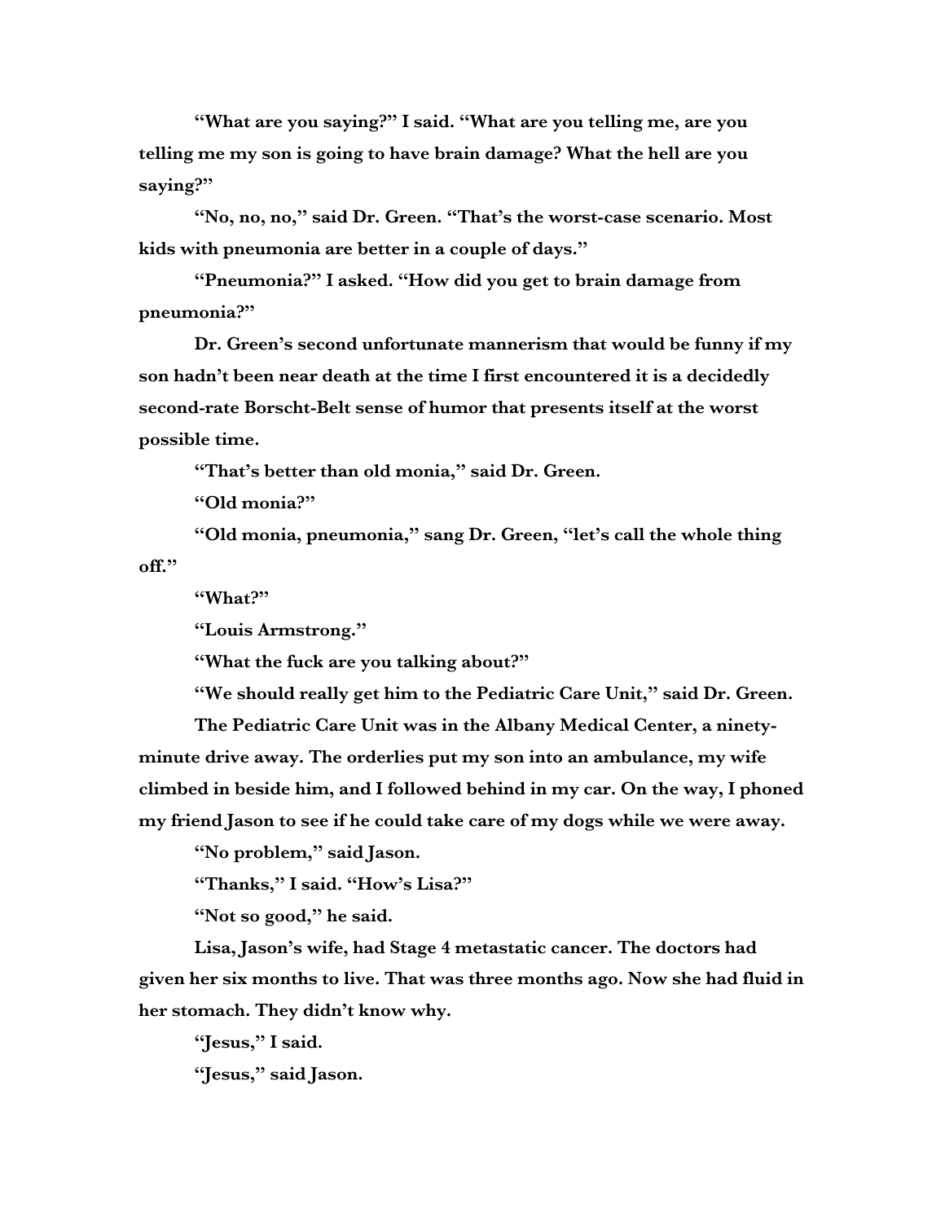"What are you saying?" I said. "What are you telling me, are you telling me my son is going to have brain damage? What the hell are you saying?"

"No, no, no," said Dr. Green. "That's the worst-case scenario. Most kids with pneumonia are better in a couple of days."

"Pneumonia?" I asked. "How did you get to brain damage from pneumonia?"

Dr. Green's second unfortunate mannerism that would be funny if my son hadn't been near death at the time I first encountered it is a decidedly second-rate Borscht-Belt sense of humor that presents itself at the worst possible time.

"That's better than old monia," said Dr. Green.

"Old monia?"

"Old monia, pneumonia," sang Dr. Green, "let's call the whole thing off."

"What?"

"Louis Armstrong."

"What the fuck are you talking about?"

"We should really get him to the Pediatric Care Unit," said Dr. Green.

The Pediatric Care Unit was in the Albany Medical Center, a ninety-minute drive away. The orderlies put my son into an ambulance, my wife climbed in beside him, and I followed behind in my car. On the way, I phoned my friend Jason to see if he could take care of my dogs while we were away.

"No problem," said Jason.

"Thanks," I said. "How's Lisa?"

"Not so good," he said.

Lisa, Jason's wife, had Stage 4 metastatic cancer. The doctors had given her six months to live. That was three months ago. Now she had fluid in her stomach. They didn't know why.

"Jesus," I said.

"Jesus," said Jason.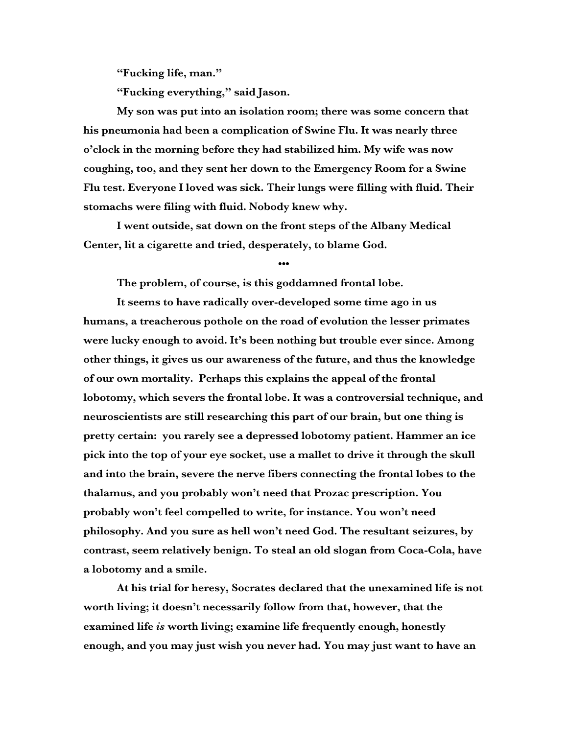"Fucking life, man."

"Fucking everything," said Jason.

My son was put into an isolation room; there was some concern that his pneumonia had been a complication of Swine Flu. It was nearly three o'clock in the morning before they had stabilized him. My wife was now coughing, too, and they sent her down to the Emergency Room for a Swine Flu test. Everyone I loved was sick. Their lungs were filling with fluid. Their stomachs were filing with fluid. Nobody knew why.

I went outside, sat down on the front steps of the Albany Medical Center, lit a cigarette and tried, desperately, to blame God.

•••

The problem, of course, is this goddamned frontal lobe.

It seems to have radically over-developed some time ago in us humans, a treacherous pothole on the road of evolution the lesser primates were lucky enough to avoid. It's been nothing but trouble ever since. Among other things, it gives us our awareness of the future, and thus the knowledge of our own mortality. Perhaps this explains the appeal of the frontal lobotomy, which severs the frontal lobe. It was a controversial technique, and neuroscientists are still researching this part of our brain, but one thing is pretty certain: you rarely see a depressed lobotomy patient. Hammer an ice pick into the top of your eye socket, use a mallet to drive it through the skull and into the brain, sever the nerve fibers connecting the frontal lobes to the thalamus, and you probably won't need that Prozac prescription. You probably won't feel compelled to write, for instance. You won't need philosophy. And you sure as hell won't need God. The resultant seizures, by contrast, seem relatively benign. To steal an old slogan from Coca-Cola, have a lobotomy and a smile.

At his trial for heresy, Socrates declared that the unexamined life is not worth living; it doesn't necessarily follow from that, however, that the examined life *is* worth living; examine life frequently enough, honestly enough, and you may just wish you never had. You may just want to have an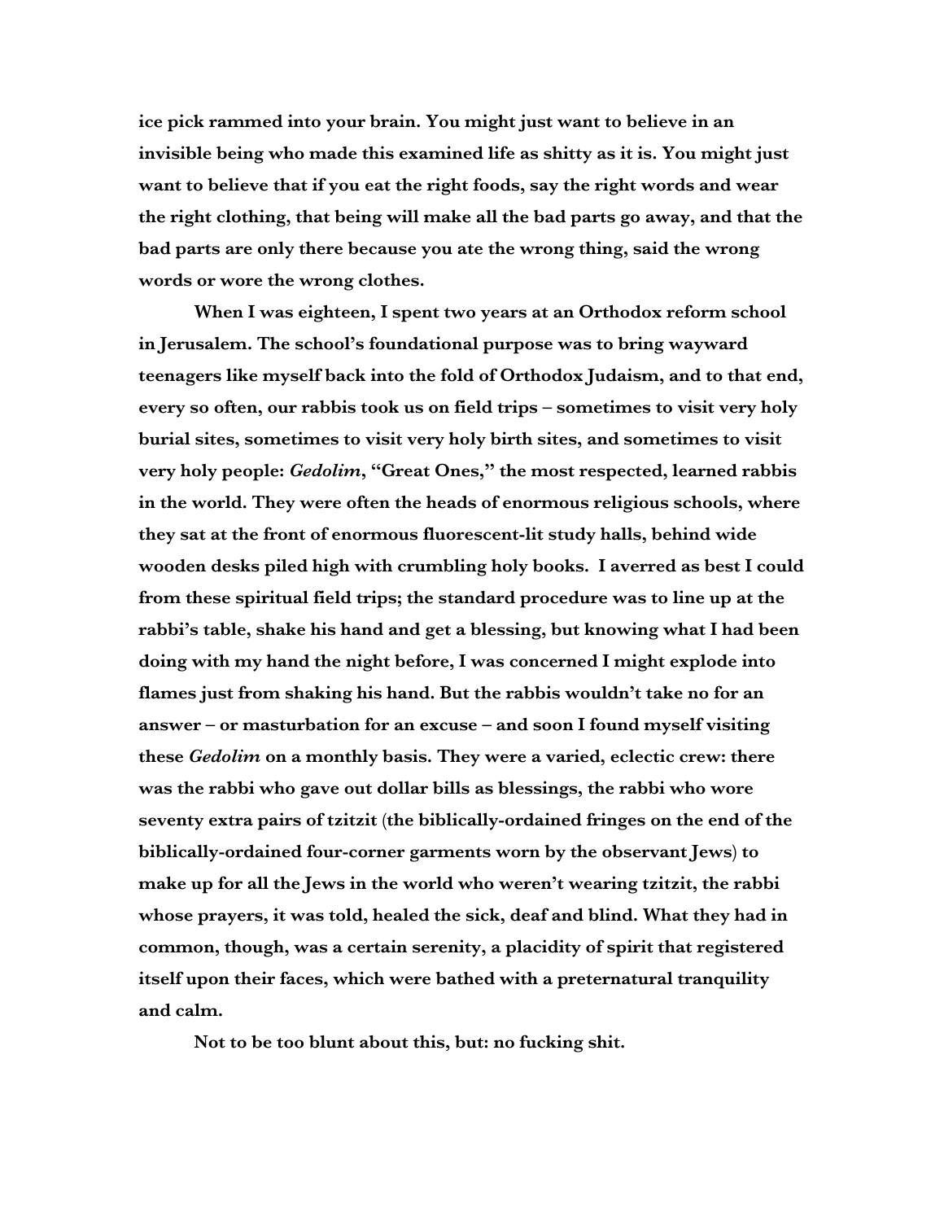ice pick rammed into your brain. You might just want to believe in an invisible being who made this examined life as shitty as it is. You might just want to believe that if you eat the right foods, say the right words and wear the right clothing, that being will make all the bad parts go away, and that the bad parts are only there because you ate the wrong thing, said the wrong words or wore the wrong clothes.

When I was eighteen, I spent two years at an Orthodox reform school in Jerusalem. The school's foundational purpose was to bring wayward teenagers like myself back into the fold of Orthodox Judaism, and to that end, every so often, our rabbis took us on field trips – sometimes to visit very holy burial sites, sometimes to visit very holy birth sites, and sometimes to visit very holy people: *Gedolim*, "Great Ones," the most respected, learned rabbis in the world. They were often the heads of enormous religious schools, where they sat at the front of enormous fluorescent-lit study halls, behind wide wooden desks piled high with crumbling holy books. I averred as best I could from these spiritual field trips; the standard procedure was to line up at the rabbi's table, shake his hand and get a blessing, but knowing what I had been doing with my hand the night before, I was concerned I might explode into flames just from shaking his hand. But the rabbis wouldn't take no for an answer – or masturbation for an excuse – and soon I found myself visiting these *Gedolim* on a monthly basis. They were a varied, eclectic crew: there was the rabbi who gave out dollar bills as blessings, the rabbi who wore seventy extra pairs of tzitzit (the biblically-ordained fringes on the end of the biblically-ordained four-corner garments worn by the observant Jews) to make up for all the Jews in the world who weren't wearing tzitzit, the rabbi whose prayers, it was told, healed the sick, deaf and blind. What they had in common, though, was a certain serenity, a placidity of spirit that registered itself upon their faces, which were bathed with a preternatural tranquility and calm.

Not to be too blunt about this, but: no fucking shit.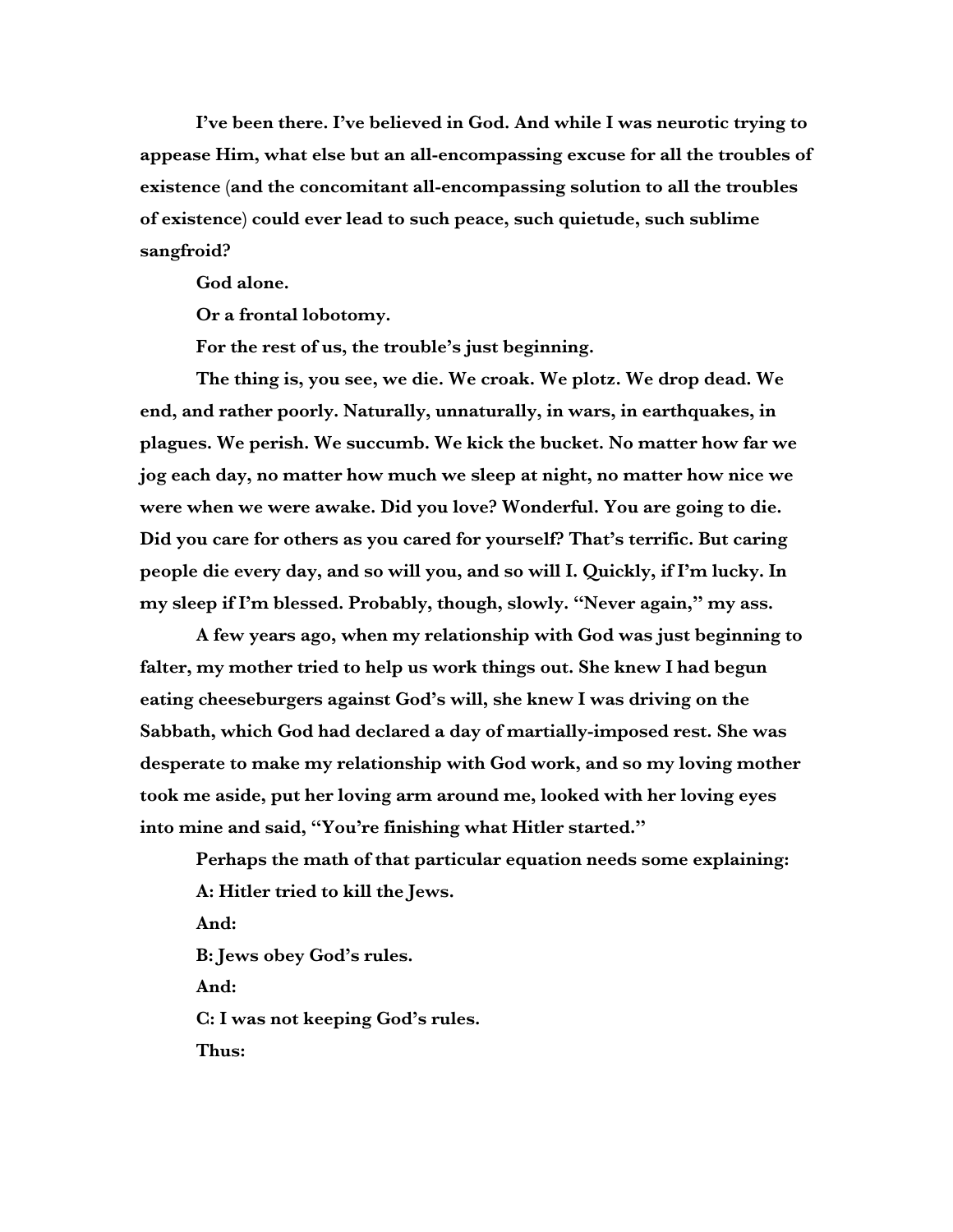**I've been there. I've believed in God. And while I was neurotic trying to appease Him, what else but an all-encompassing excuse for all the troubles of existence (and the concomitant all-encompassing solution to all the troubles of existence) could ever lead to such peace, such quietude, such sublime sangfroid?**

**God alone.**

**Or a frontal lobotomy.**

**For the rest of us, the trouble's just beginning.**

**The thing is, you see, we die. We croak. We plotz. We drop dead. We end, and rather poorly. Naturally, unnaturally, in wars, in earthquakes, in plagues. We perish. We succumb. We kick the bucket. No matter how far we jog each day, no matter how much we sleep at night, no matter how nice we were when we were awake. Did you love? Wonderful. You are going to die. Did you care for others as you cared for yourself? That's terrific. But caring people die every day, and so will you, and so will I. Quickly, if I'm lucky. In my sleep if I'm blessed. Probably, though, slowly. "Never again," my ass.**

**A few years ago, when my relationship with God was just beginning to falter, my mother tried to help us work things out. She knew I had begun eating cheeseburgers against God's will, she knew I was driving on the Sabbath, which God had declared a day of martially-imposed rest. She was desperate to make my relationship with God work, and so my loving mother took me aside, put her loving arm around me, looked with her loving eyes into mine and said, "You're finishing what Hitler started."**

**Perhaps the math of that particular equation needs some explaining:**

**A: Hitler tried to kill the Jews.**

**And:**

**B: Jews obey God's rules.**

**And:**

**C: I was not keeping God's rules.**

**Thus:**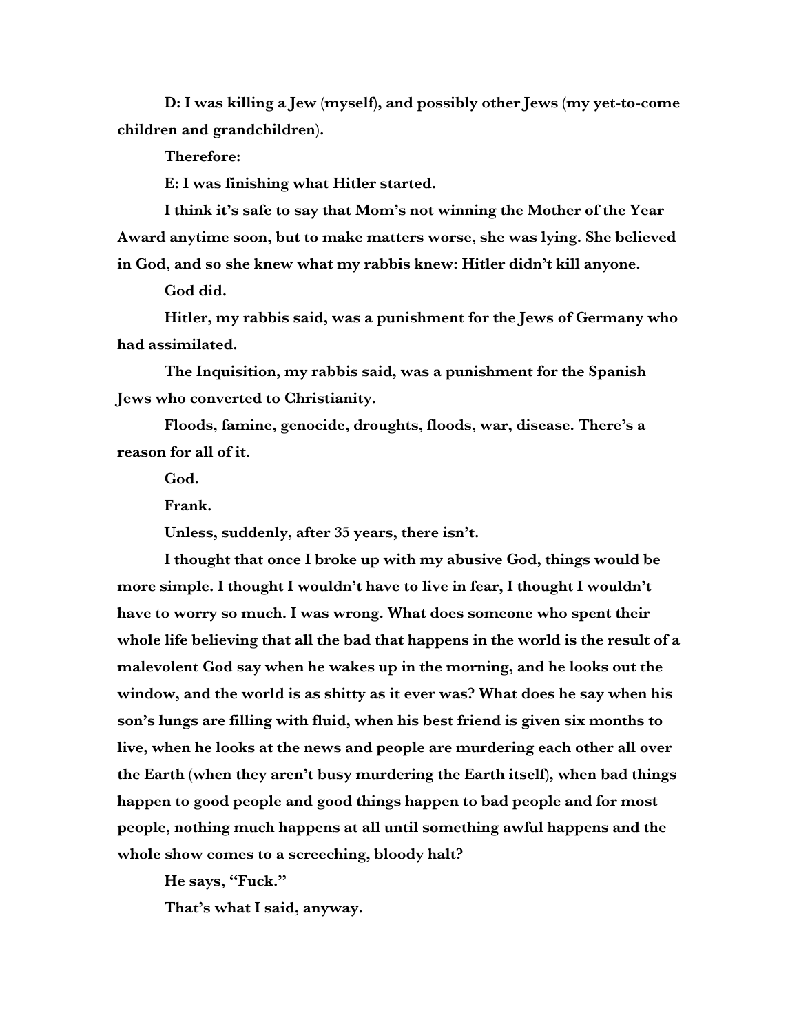**D: I was killing a Jew (myself), and possibly other Jews (my yet-to-come children and grandchildren).**

**Therefore:**

**E: I was finishing what Hitler started.**

**I think it's safe to say that Mom's not winning the Mother of the Year Award anytime soon, but to make matters worse, she was lying. She believed in God, and so she knew what my rabbis knew: Hitler didn't kill anyone.**

**God did.**

**Hitler, my rabbis said, was a punishment for the Jews of Germany who had assimilated.**

**The Inquisition, my rabbis said, was a punishment for the Spanish Jews who converted to Christianity.**

**Floods, famine, genocide, droughts, floods, war, disease. There's a reason for all of it.**

**God.**

**Frank.**

**Unless, suddenly, after 35 years, there isn't.**

**I thought that once I broke up with my abusive God, things would be more simple. I thought I wouldn't have to live in fear, I thought I wouldn't have to worry so much. I was wrong. What does someone who spent their whole life believing that all the bad that happens in the world is the result of a malevolent God say when he wakes up in the morning, and he looks out the window, and the world is as shitty as it ever was? What does he say when his son's lungs are filling with fluid, when his best friend is given six months to live, when he looks at the news and people are murdering each other all over the Earth (when they aren't busy murdering the Earth itself), when bad things happen to good people and good things happen to bad people and for most people, nothing much happens at all until something awful happens and the whole show comes to a screeching, bloody halt?**

**He says, "Fuck."**

**That's what I said, anyway.**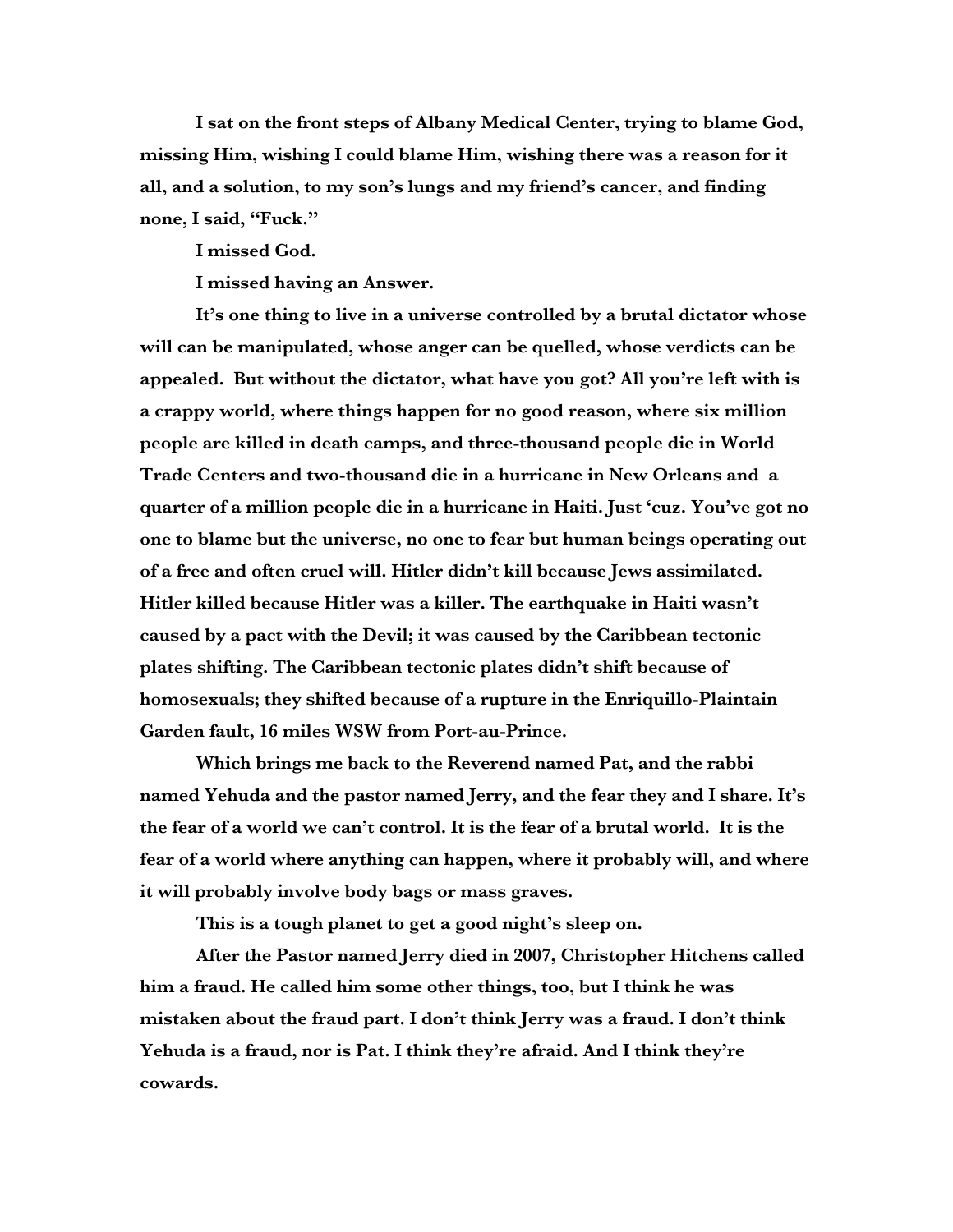I sat on the front steps of Albany Medical Center, trying to blame God, missing Him, wishing I could blame Him, wishing there was a reason for it all, and a solution, to my son's lungs and my friend's cancer, and finding none, I said, "Fuck."

I missed God.

I missed having an Answer.

It's one thing to live in a universe controlled by a brutal dictator whose will can be manipulated, whose anger can be quelled, whose verdicts can be appealed. But without the dictator, what have you got? All you're left with is a crappy world, where things happen for no good reason, where six million people are killed in death camps, and three-thousand people die in World Trade Centers and two-thousand die in a hurricane in New Orleans and a quarter of a million people die in a hurricane in Haiti. Just 'cuz. You've got no one to blame but the universe, no one to fear but human beings operating out of a free and often cruel will. Hitler didn't kill because Jews assimilated. Hitler killed because Hitler was a killer. The earthquake in Haiti wasn't caused by a pact with the Devil; it was caused by the Caribbean tectonic plates shifting. The Caribbean tectonic plates didn't shift because of homosexuals; they shifted because of a rupture in the Enriquillo-Plaintain Garden fault, 16 miles WSW from Port-au-Prince.

Which brings me back to the Reverend named Pat, and the rabbi named Yehuda and the pastor named Jerry, and the fear they and I share. It's the fear of a world we can't control. It is the fear of a brutal world. It is the fear of a world where anything can happen, where it probably will, and where it will probably involve body bags or mass graves.

This is a tough planet to get a good night's sleep on.

After the Pastor named Jerry died in 2007, Christopher Hitchens called him a fraud. He called him some other things, too, but I think he was mistaken about the fraud part. I don't think Jerry was a fraud. I don't think Yehuda is a fraud, nor is Pat. I think they're afraid. And I think they're cowards.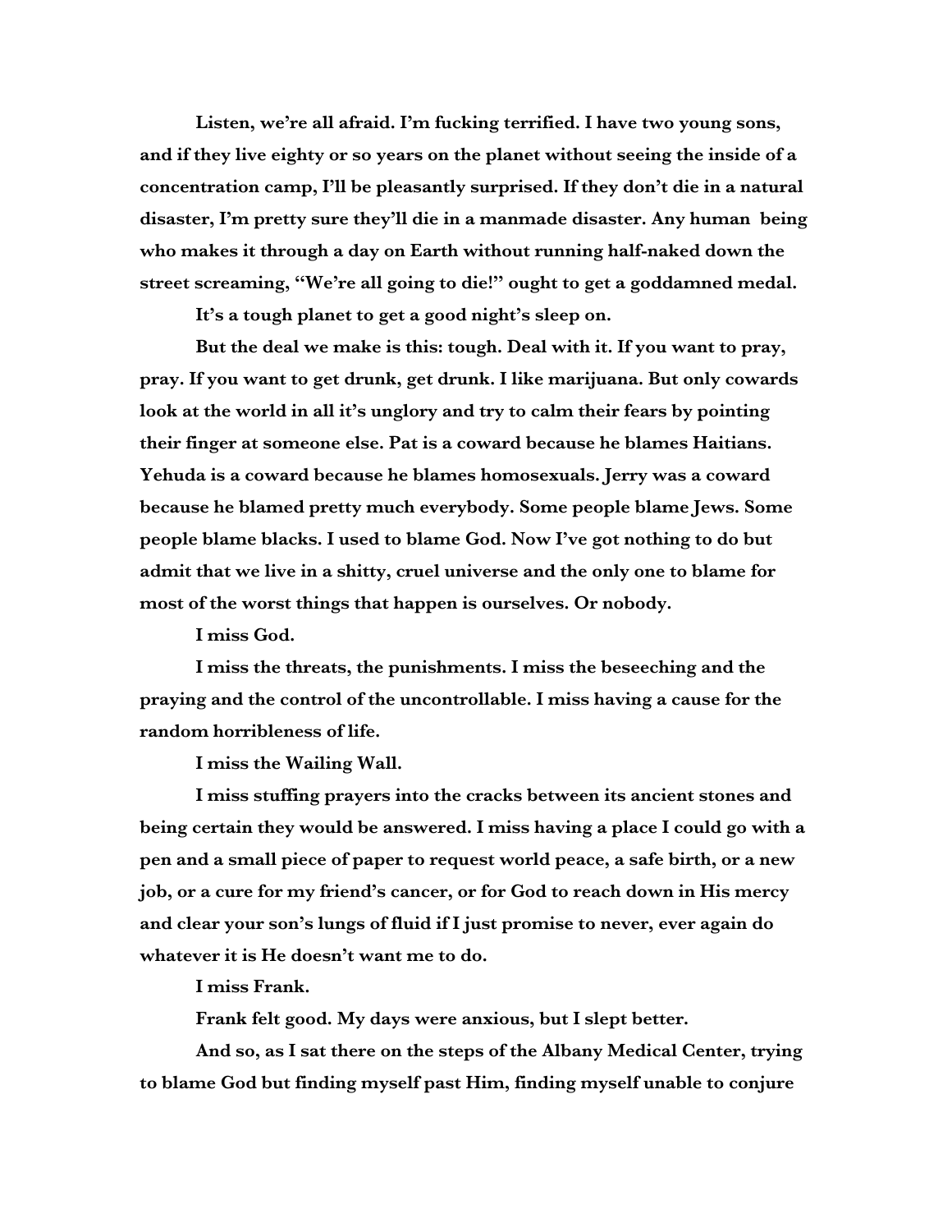Listen, we're all afraid. I'm fucking terrified. I have two young sons, and if they live eighty or so years on the planet without seeing the inside of a concentration camp, I'll be pleasantly surprised. If they don't die in a natural disaster, I'm pretty sure they'll die in a manmade disaster. Any human being who makes it through a day on Earth without running half-naked down the street screaming, "We're all going to die!" ought to get a goddamned medal.

It's a tough planet to get a good night's sleep on.

But the deal we make is this: tough. Deal with it. If you want to pray, pray. If you want to get drunk, get drunk. I like marijuana. But only cowards look at the world in all it's unglory and try to calm their fears by pointing their finger at someone else. Pat is a coward because he blames Haitians. Yehuda is a coward because he blames homosexuals. Jerry was a coward because he blamed pretty much everybody. Some people blame Jews. Some people blame blacks. I used to blame God. Now I've got nothing to do but admit that we live in a shitty, cruel universe and the only one to blame for most of the worst things that happen is ourselves. Or nobody.

I miss God.

I miss the threats, the punishments. I miss the beseeching and the praying and the control of the uncontrollable. I miss having a cause for the random horribleness of life.

I miss the Wailing Wall.

I miss stuffing prayers into the cracks between its ancient stones and being certain they would be answered. I miss having a place I could go with a pen and a small piece of paper to request world peace, a safe birth, or a new job, or a cure for my friend's cancer, or for God to reach down in His mercy and clear your son's lungs of fluid if I just promise to never, ever again do whatever it is He doesn't want me to do.

I miss Frank.

Frank felt good. My days were anxious, but I slept better.

And so, as I sat there on the steps of the Albany Medical Center, trying to blame God but finding myself past Him, finding myself unable to conjure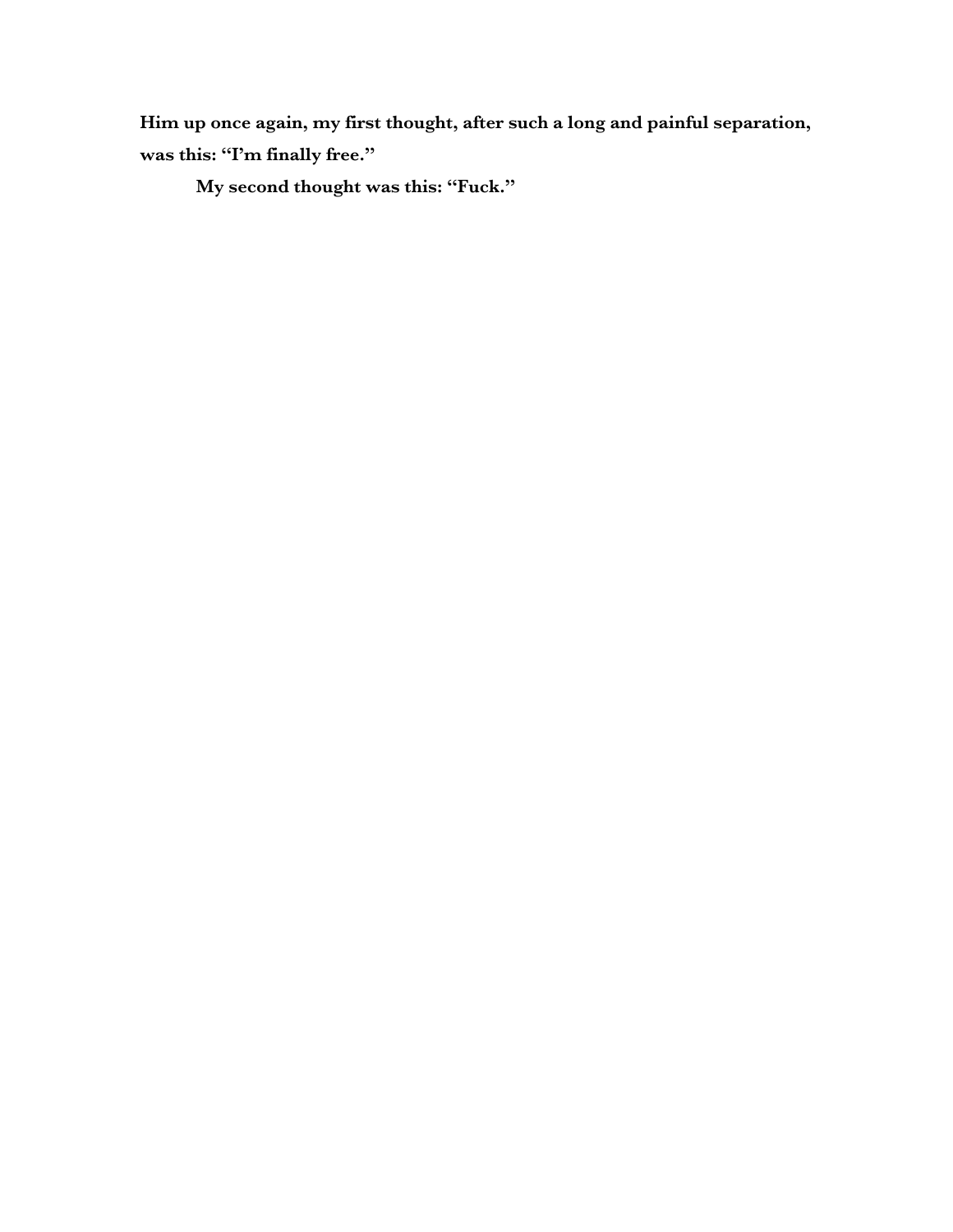**Him up once again, my first thought, after such a long and painful separation, was this: "I'm finally free."**

**My second thought was this: "Fuck."**